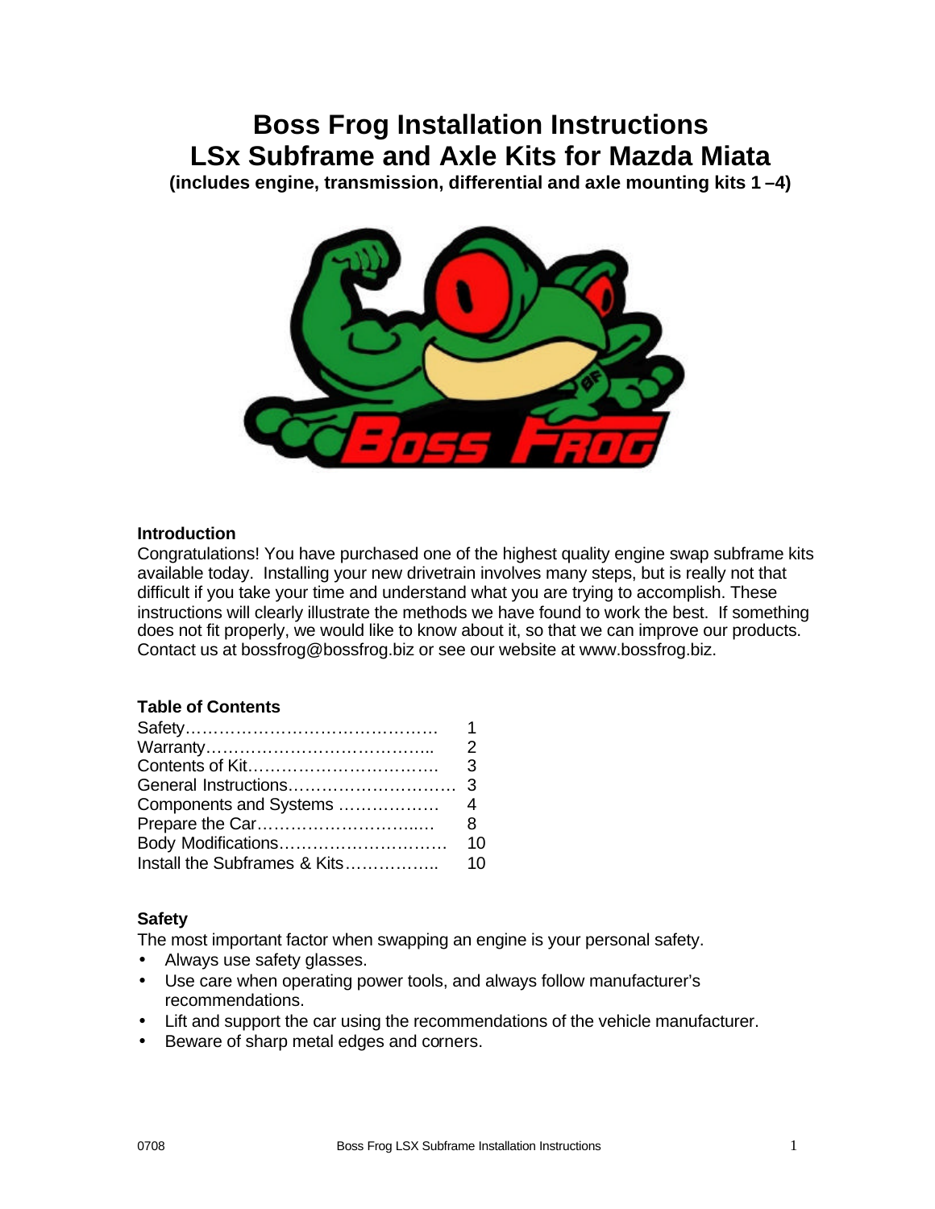# Boss Frog Installation Instructions
# LSx Subframe and Axle Kits for Mazda Miata

**(includes engine, transmission, differential and axle mounting kits 1 –4)**

### Introduction

Congratulations! You have purchased one of the highest quality engine swap subframe kits available today. Installing your new drivetrain involves many steps, but is really not that difficult if you take your time and understand what you are trying to accomplish. These instructions will clearly illustrate the methods we have found to work the best. If something does not fit properly, we would like to know about it, so that we can improve our products. Contact us at bossfrog@bossfrog.biz or see our website at www.bossfrog.biz.

### Table of Contents

| Section | Page |
|---|---|
| Safety | 1 |
| Warranty | 2 |
| Contents of Kit | 3 |
| General Instructions | 3 |
| Components and Systems | 4 |
| Prepare the Car | 8 |
| Body Modifications | 10 |
| Install the Subframes & Kits | 10 |

### Safety

The most important factor when swapping an engine is your personal safety.

- Always use safety glasses.
- Use care when operating power tools, and always follow manufacturer's recommendations.
- Lift and support the car using the recommendations of the vehicle manufacturer.
- Beware of sharp metal edges and corners.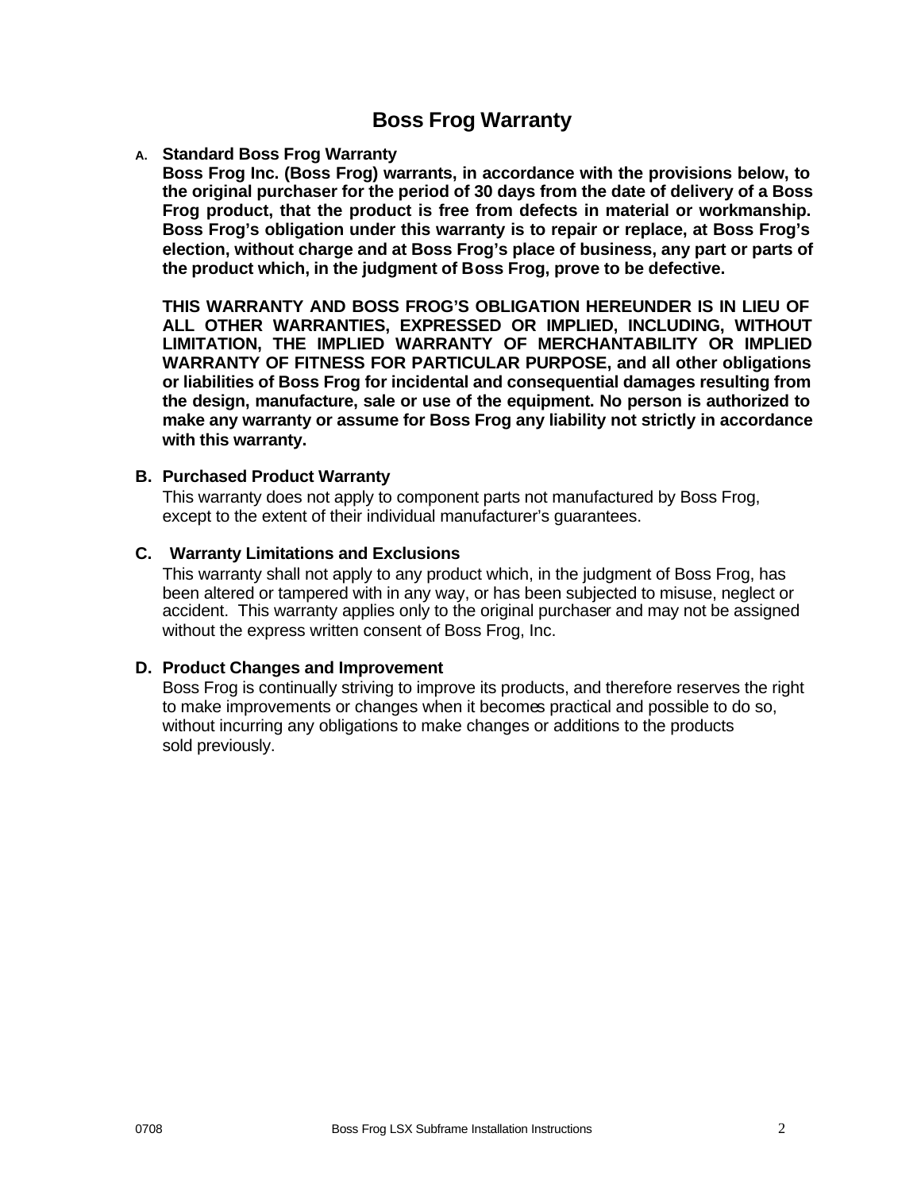# Boss Frog Warranty

**A. Standard Boss Frog Warranty**

**Boss Frog Inc. (Boss Frog) warrants, in accordance with the provisions below, to the original purchaser for the period of 30 days from the date of delivery of a Boss Frog product, that the product is free from defects in material or workmanship. Boss Frog's obligation under this warranty is to repair or replace, at Boss Frog's election, without charge and at Boss Frog's place of business, any part or parts of the product which, in the judgment of Boss Frog, prove to be defective.**

**THIS WARRANTY AND BOSS FROG'S OBLIGATION HEREUNDER IS IN LIEU OF ALL OTHER WARRANTIES, EXPRESSED OR IMPLIED, INCLUDING, WITHOUT LIMITATION, THE IMPLIED WARRANTY OF MERCHANTABILITY OR IMPLIED WARRANTY OF FITNESS FOR PARTICULAR PURPOSE, and all other obligations or liabilities of Boss Frog for incidental and consequential damages resulting from the design, manufacture, sale or use of the equipment. No person is authorized to make any warranty or assume for Boss Frog any liability not strictly in accordance with this warranty.**

**B. Purchased Product Warranty**

This warranty does not apply to component parts not manufactured by Boss Frog, except to the extent of their individual manufacturer's guarantees.

**C. Warranty Limitations and Exclusions**

This warranty shall not apply to any product which, in the judgment of Boss Frog, has been altered or tampered with in any way, or has been subjected to misuse, neglect or accident. This warranty applies only to the original purchaser and may not be assigned without the express written consent of Boss Frog, Inc.

**D. Product Changes and Improvement**

Boss Frog is continually striving to improve its products, and therefore reserves the right to make improvements or changes when it becomes practical and possible to do so, without incurring any obligations to make changes or additions to the products sold previously.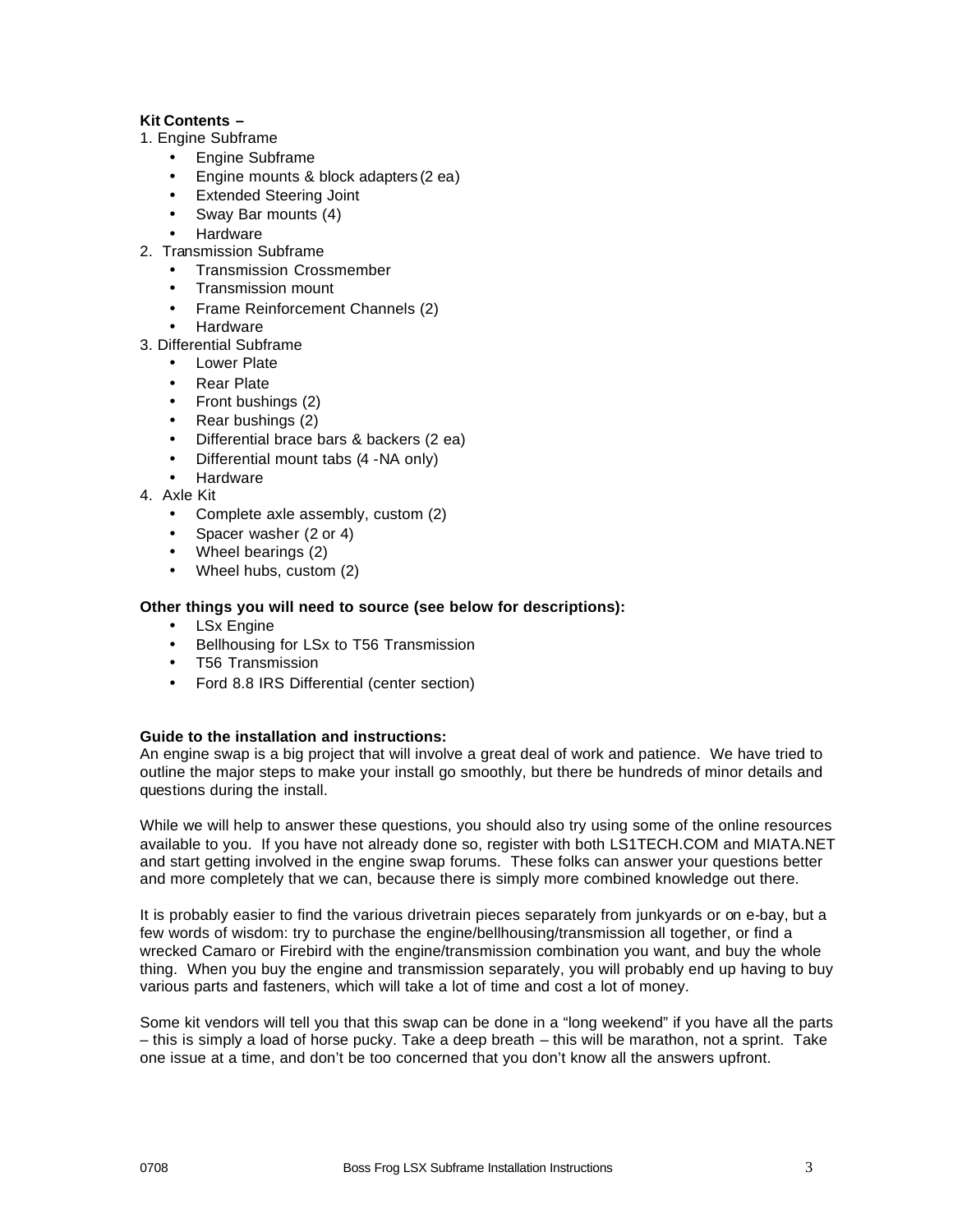**Kit Contents –**

1. Engine Subframe
   - Engine Subframe
   - Engine mounts & block adapters (2 ea)
   - Extended Steering Joint
   - Sway Bar mounts (4)
   - Hardware
2. Transmission Subframe
   - Transmission Crossmember
   - Transmission mount
   - Frame Reinforcement Channels (2)
   - Hardware
3. Differential Subframe
   - Lower Plate
   - Rear Plate
   - Front bushings (2)
   - Rear bushings (2)
   - Differential brace bars & backers (2 ea)
   - Differential mount tabs (4 -NA only)
   - Hardware
4. Axle Kit
   - Complete axle assembly, custom (2)
   - Spacer washer (2 or 4)
   - Wheel bearings (2)
   - Wheel hubs, custom (2)

**Other things you will need to source (see below for descriptions):**

- LSx Engine
- Bellhousing for LSx to T56 Transmission
- T56 Transmission
- Ford 8.8 IRS Differential (center section)

**Guide to the installation and instructions:**

An engine swap is a big project that will involve a great deal of work and patience. We have tried to outline the major steps to make your install go smoothly, but there be hundreds of minor details and questions during the install.

While we will help to answer these questions, you should also try using some of the online resources available to you. If you have not already done so, register with both LS1TECH.COM and MIATA.NET and start getting involved in the engine swap forums. These folks can answer your questions better and more completely that we can, because there is simply more combined knowledge out there.

It is probably easier to find the various drivetrain pieces separately from junkyards or on e-bay, but a few words of wisdom: try to purchase the engine/bellhousing/transmission all together, or find a wrecked Camaro or Firebird with the engine/transmission combination you want, and buy the whole thing. When you buy the engine and transmission separately, you will probably end up having to buy various parts and fasteners, which will take a lot of time and cost a lot of money.

Some kit vendors will tell you that this swap can be done in a "long weekend" if you have all the parts – this is simply a load of horse pucky. Take a deep breath – this will be marathon, not a sprint. Take one issue at a time, and don't be too concerned that you don't know all the answers upfront.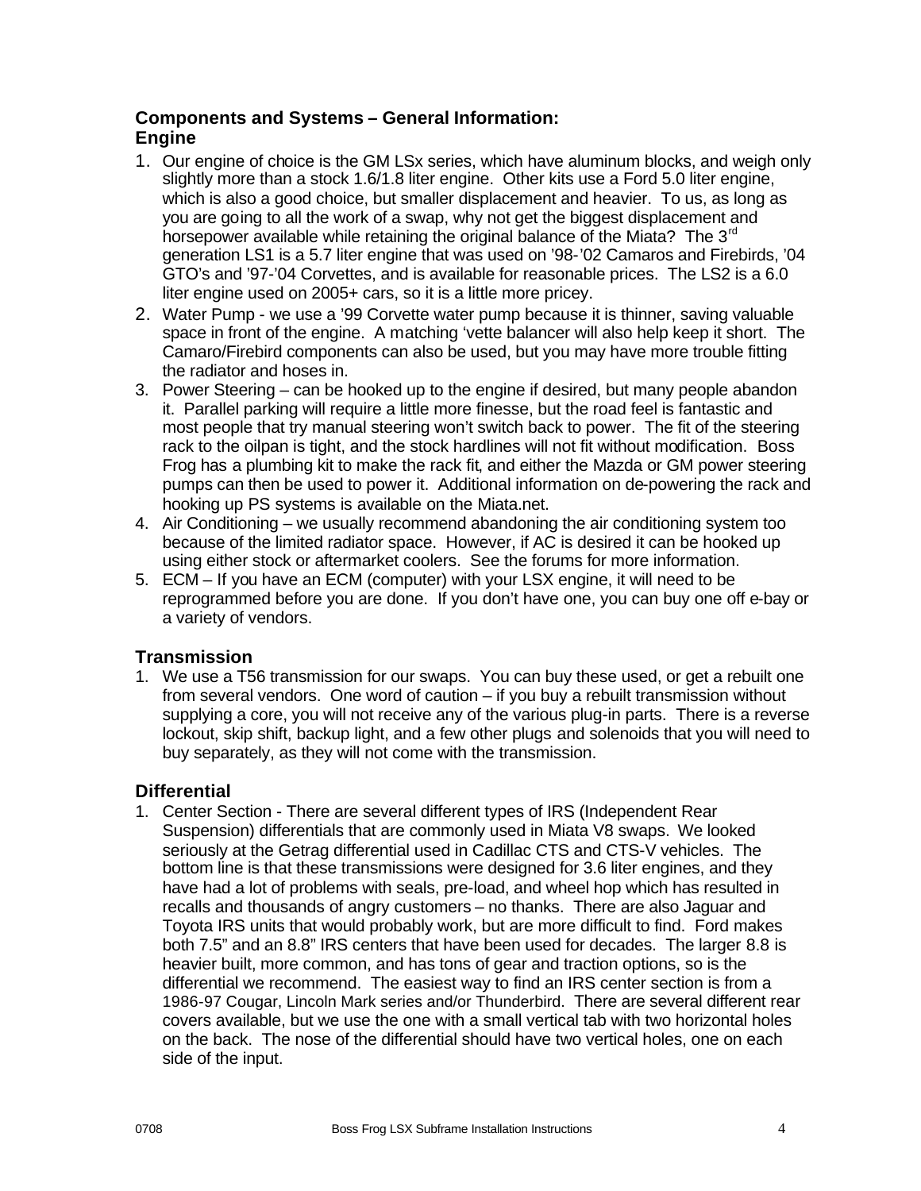## Components and Systems – General Information:

### Engine

1. Our engine of choice is the GM LSx series, which have aluminum blocks, and weigh only slightly more than a stock 1.6/1.8 liter engine. Other kits use a Ford 5.0 liter engine, which is also a good choice, but smaller displacement and heavier. To us, as long as you are going to all the work of a swap, why not get the biggest displacement and horsepower available while retaining the original balance of the Miata? The 3rd generation LS1 is a 5.7 liter engine that was used on '98-'02 Camaros and Firebirds, '04 GTO's and '97-'04 Corvettes, and is available for reasonable prices. The LS2 is a 6.0 liter engine used on 2005+ cars, so it is a little more pricey.
2. Water Pump - we use a '99 Corvette water pump because it is thinner, saving valuable space in front of the engine. A matching 'vette balancer will also help keep it short. The Camaro/Firebird components can also be used, but you may have more trouble fitting the radiator and hoses in.
3. Power Steering – can be hooked up to the engine if desired, but many people abandon it. Parallel parking will require a little more finesse, but the road feel is fantastic and most people that try manual steering won't switch back to power. The fit of the steering rack to the oilpan is tight, and the stock hardlines will not fit without modification. Boss Frog has a plumbing kit to make the rack fit, and either the Mazda or GM power steering pumps can then be used to power it. Additional information on de-powering the rack and hooking up PS systems is available on the Miata.net.
4. Air Conditioning – we usually recommend abandoning the air conditioning system too because of the limited radiator space. However, if AC is desired it can be hooked up using either stock or aftermarket coolers. See the forums for more information.
5. ECM – If you have an ECM (computer) with your LSX engine, it will need to be reprogrammed before you are done. If you don't have one, you can buy one off e-bay or a variety of vendors.

### Transmission

1. We use a T56 transmission for our swaps. You can buy these used, or get a rebuilt one from several vendors. One word of caution – if you buy a rebuilt transmission without supplying a core, you will not receive any of the various plug-in parts. There is a reverse lockout, skip shift, backup light, and a few other plugs and solenoids that you will need to buy separately, as they will not come with the transmission.

### Differential

1. Center Section - There are several different types of IRS (Independent Rear Suspension) differentials that are commonly used in Miata V8 swaps. We looked seriously at the Getrag differential used in Cadillac CTS and CTS-V vehicles. The bottom line is that these transmissions were designed for 3.6 liter engines, and they have had a lot of problems with seals, pre-load, and wheel hop which has resulted in recalls and thousands of angry customers – no thanks. There are also Jaguar and Toyota IRS units that would probably work, but are more difficult to find. Ford makes both 7.5" and an 8.8" IRS centers that have been used for decades. The larger 8.8 is heavier built, more common, and has tons of gear and traction options, so is the differential we recommend. The easiest way to find an IRS center section is from a 1986-97 Cougar, Lincoln Mark series and/or Thunderbird. There are several different rear covers available, but we use the one with a small vertical tab with two horizontal holes on the back. The nose of the differential should have two vertical holes, one on each side of the input.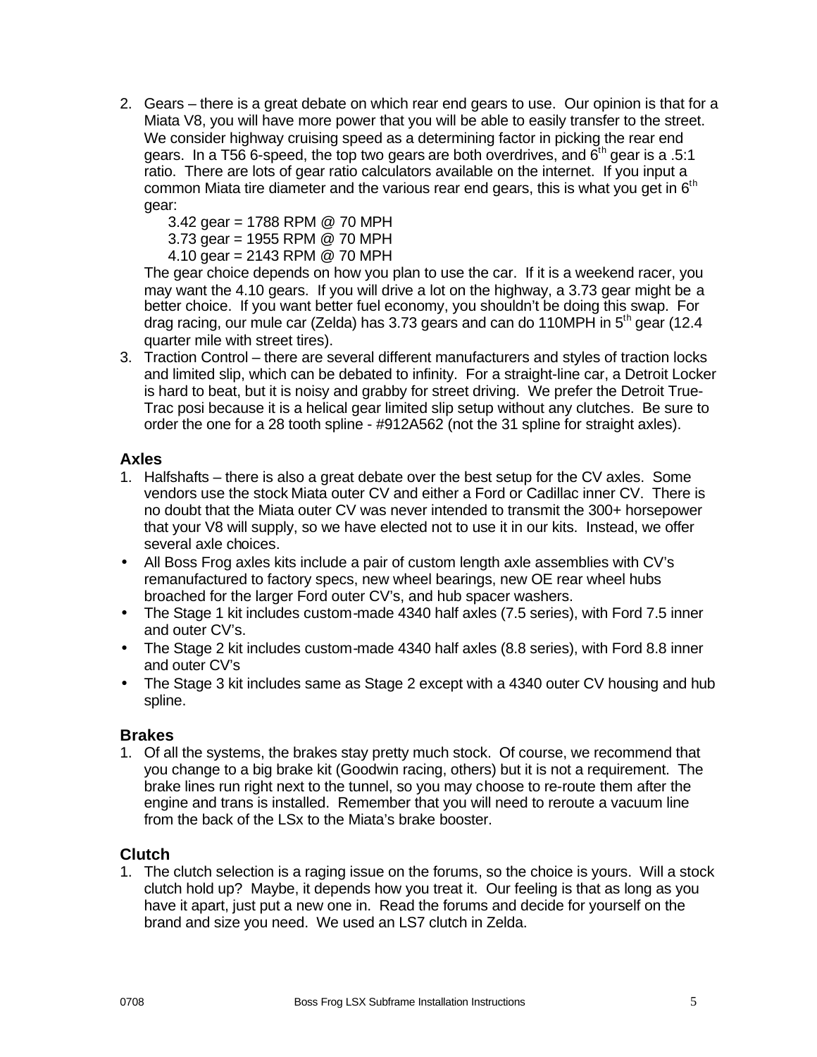2. Gears – there is a great debate on which rear end gears to use. Our opinion is that for a Miata V8, you will have more power that you will be able to easily transfer to the street. We consider highway cruising speed as a determining factor in picking the rear end gears. In a T56 6-speed, the top two gears are both overdrives, and 6th gear is a .5:1 ratio. There are lots of gear ratio calculators available on the internet. If you input a common Miata tire diameter and the various rear end gears, this is what you get in 6th gear:

   3.42 gear = 1788 RPM @ 70 MPH
   3.73 gear = 1955 RPM @ 70 MPH
   4.10 gear = 2143 RPM @ 70 MPH

   The gear choice depends on how you plan to use the car. If it is a weekend racer, you may want the 4.10 gears. If you will drive a lot on the highway, a 3.73 gear might be a better choice. If you want better fuel economy, you shouldn't be doing this swap. For drag racing, our mule car (Zelda) has 3.73 gears and can do 110MPH in 5th gear (12.4 quarter mile with street tires).
3. Traction Control – there are several different manufacturers and styles of traction locks and limited slip, which can be debated to infinity. For a straight-line car, a Detroit Locker is hard to beat, but it is noisy and grabby for street driving. We prefer the Detroit True-Trac posi because it is a helical gear limited slip setup without any clutches. Be sure to order the one for a 28 tooth spline - #912A562 (not the 31 spline for straight axles).

## Axles

1. Halfshafts – there is also a great debate over the best setup for the CV axles. Some vendors use the stock Miata outer CV and either a Ford or Cadillac inner CV. There is no doubt that the Miata outer CV was never intended to transmit the 300+ horsepower that your V8 will supply, so we have elected not to use it in our kits. Instead, we offer several axle choices.

- All Boss Frog axles kits include a pair of custom length axle assemblies with CV's remanufactured to factory specs, new wheel bearings, new OE rear wheel hubs broached for the larger Ford outer CV's, and hub spacer washers.
- The Stage 1 kit includes custom-made 4340 half axles (7.5 series), with Ford 7.5 inner and outer CV's.
- The Stage 2 kit includes custom-made 4340 half axles (8.8 series), with Ford 8.8 inner and outer CV's
- The Stage 3 kit includes same as Stage 2 except with a 4340 outer CV housing and hub spline.

## Brakes

1. Of all the systems, the brakes stay pretty much stock. Of course, we recommend that you change to a big brake kit (Goodwin racing, others) but it is not a requirement. The brake lines run right next to the tunnel, so you may choose to re-route them after the engine and trans is installed. Remember that you will need to reroute a vacuum line from the back of the LSx to the Miata's brake booster.

## Clutch

1. The clutch selection is a raging issue on the forums, so the choice is yours. Will a stock clutch hold up? Maybe, it depends how you treat it. Our feeling is that as long as you have it apart, just put a new one in. Read the forums and decide for yourself on the brand and size you need. We used an LS7 clutch in Zelda.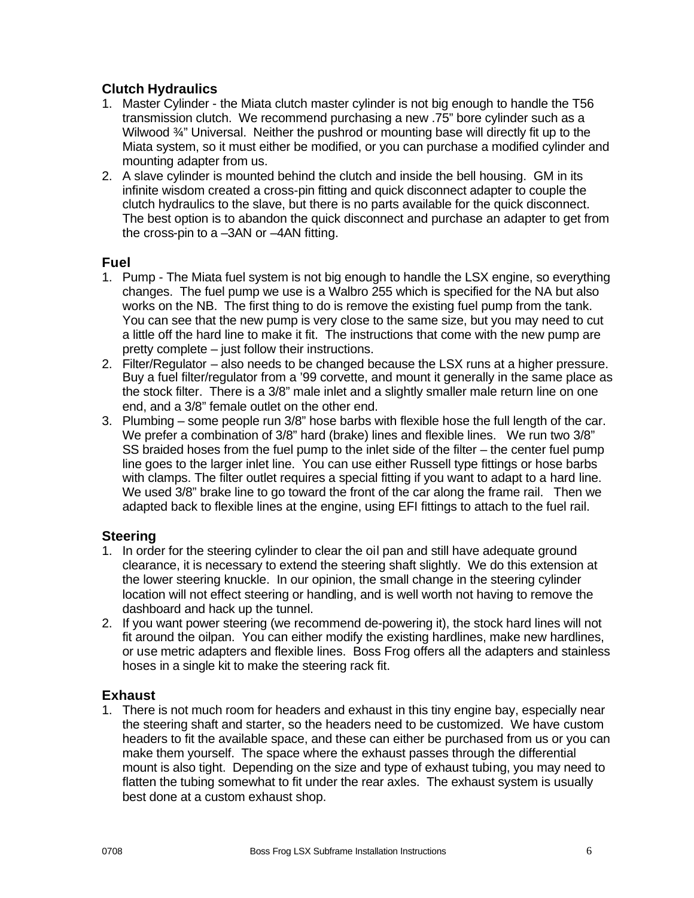## Clutch Hydraulics

1. Master Cylinder - the Miata clutch master cylinder is not big enough to handle the T56 transmission clutch. We recommend purchasing a new .75" bore cylinder such as a Wilwood ¾" Universal. Neither the pushrod or mounting base will directly fit up to the Miata system, so it must either be modified, or you can purchase a modified cylinder and mounting adapter from us.
2. A slave cylinder is mounted behind the clutch and inside the bell housing. GM in its infinite wisdom created a cross-pin fitting and quick disconnect adapter to couple the clutch hydraulics to the slave, but there is no parts available for the quick disconnect. The best option is to abandon the quick disconnect and purchase an adapter to get from the cross-pin to a –3AN or –4AN fitting.

## Fuel

1. Pump - The Miata fuel system is not big enough to handle the LSX engine, so everything changes. The fuel pump we use is a Walbro 255 which is specified for the NA but also works on the NB. The first thing to do is remove the existing fuel pump from the tank. You can see that the new pump is very close to the same size, but you may need to cut a little off the hard line to make it fit. The instructions that come with the new pump are pretty complete – just follow their instructions.
2. Filter/Regulator – also needs to be changed because the LSX runs at a higher pressure. Buy a fuel filter/regulator from a '99 corvette, and mount it generally in the same place as the stock filter. There is a 3/8" male inlet and a slightly smaller male return line on one end, and a 3/8" female outlet on the other end.
3. Plumbing – some people run 3/8" hose barbs with flexible hose the full length of the car. We prefer a combination of 3/8" hard (brake) lines and flexible lines. We run two 3/8" SS braided hoses from the fuel pump to the inlet side of the filter – the center fuel pump line goes to the larger inlet line. You can use either Russell type fittings or hose barbs with clamps. The filter outlet requires a special fitting if you want to adapt to a hard line. We used 3/8" brake line to go toward the front of the car along the frame rail. Then we adapted back to flexible lines at the engine, using EFI fittings to attach to the fuel rail.

## Steering

1. In order for the steering cylinder to clear the oil pan and still have adequate ground clearance, it is necessary to extend the steering shaft slightly. We do this extension at the lower steering knuckle. In our opinion, the small change in the steering cylinder location will not effect steering or handling, and is well worth not having to remove the dashboard and hack up the tunnel.
2. If you want power steering (we recommend de-powering it), the stock hard lines will not fit around the oilpan. You can either modify the existing hardlines, make new hardlines, or use metric adapters and flexible lines. Boss Frog offers all the adapters and stainless hoses in a single kit to make the steering rack fit.

## Exhaust

1. There is not much room for headers and exhaust in this tiny engine bay, especially near the steering shaft and starter, so the headers need to be customized. We have custom headers to fit the available space, and these can either be purchased from us or you can make them yourself. The space where the exhaust passes through the differential mount is also tight. Depending on the size and type of exhaust tubing, you may need to flatten the tubing somewhat to fit under the rear axles. The exhaust system is usually best done at a custom exhaust shop.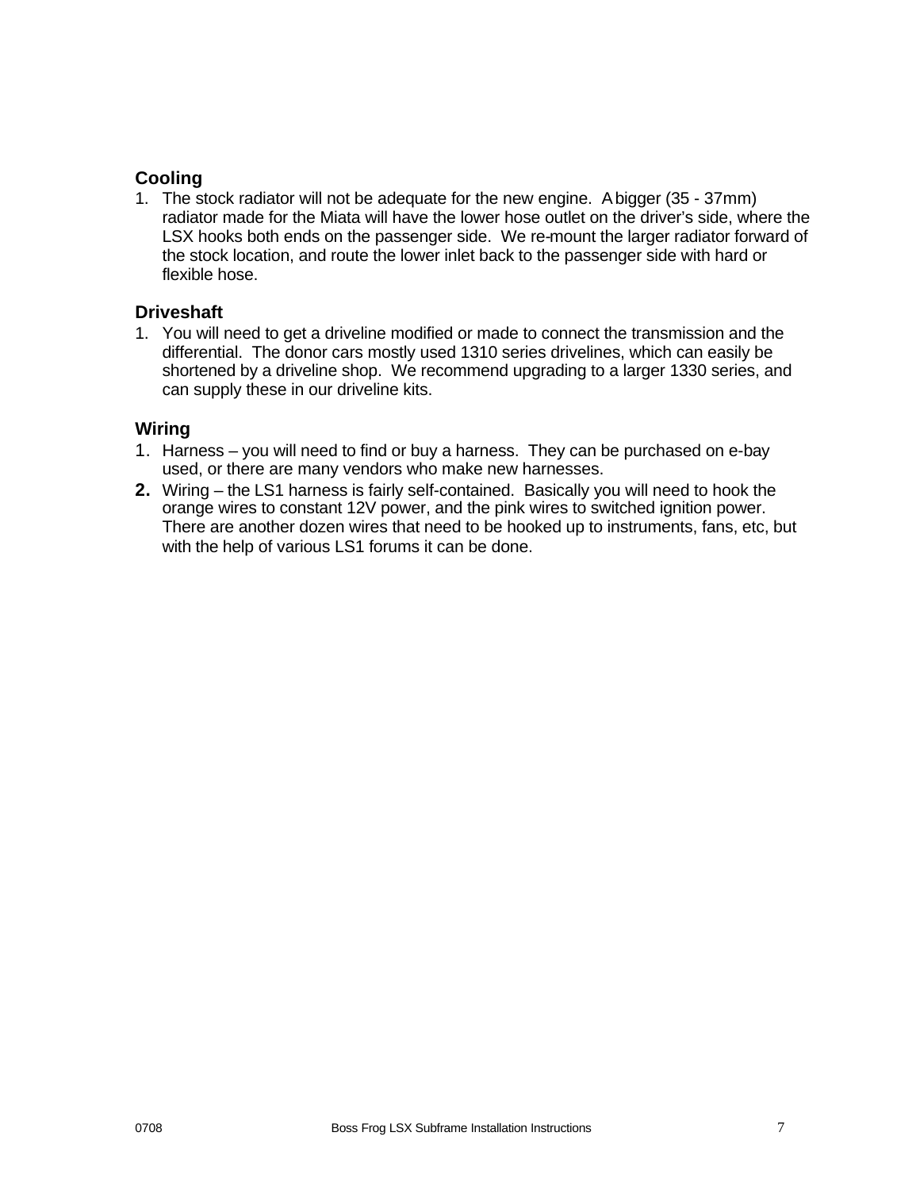### Cooling

1. The stock radiator will not be adequate for the new engine. A bigger (35 - 37mm) radiator made for the Miata will have the lower hose outlet on the driver's side, where the LSX hooks both ends on the passenger side. We re-mount the larger radiator forward of the stock location, and route the lower inlet back to the passenger side with hard or flexible hose.

### Driveshaft

1. You will need to get a driveline modified or made to connect the transmission and the differential. The donor cars mostly used 1310 series drivelines, which can easily be shortened by a driveline shop. We recommend upgrading to a larger 1330 series, and can supply these in our driveline kits.

### Wiring

1. Harness – you will need to find or buy a harness. They can be purchased on e-bay used, or there are many vendors who make new harnesses.
2. Wiring – the LS1 harness is fairly self-contained. Basically you will need to hook the orange wires to constant 12V power, and the pink wires to switched ignition power. There are another dozen wires that need to be hooked up to instruments, fans, etc, but with the help of various LS1 forums it can be done.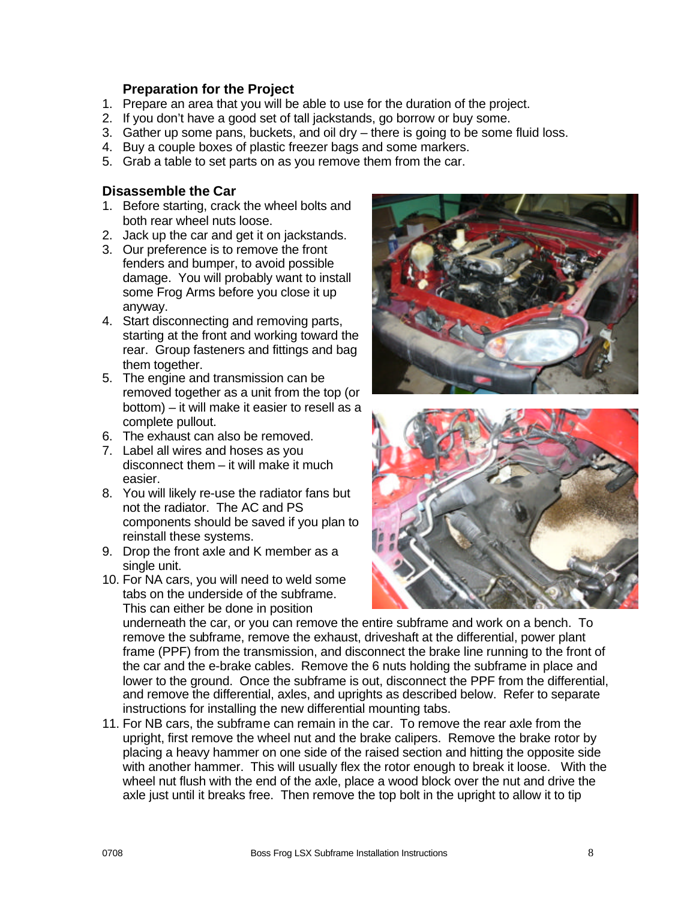### Preparation for the Project

1. Prepare an area that you will be able to use for the duration of the project.
2. If you don't have a good set of tall jackstands, go borrow or buy some.
3. Gather up some pans, buckets, and oil dry – there is going to be some fluid loss.
4. Buy a couple boxes of plastic freezer bags and some markers.
5. Grab a table to set parts on as you remove them from the car.

### Disassemble the Car

1. Before starting, crack the wheel bolts and both rear wheel nuts loose.
2. Jack up the car and get it on jackstands.
3. Our preference is to remove the front fenders and bumper, to avoid possible damage. You will probably want to install some Frog Arms before you close it up anyway.
4. Start disconnecting and removing parts, starting at the front and working toward the rear. Group fasteners and fittings and bag them together.
5. The engine and transmission can be removed together as a unit from the top (or bottom) – it will make it easier to resell as a complete pullout.
6. The exhaust can also be removed.
7. Label all wires and hoses as you disconnect them – it will make it much easier.
8. You will likely re-use the radiator fans but not the radiator. The AC and PS components should be saved if you plan to reinstall these systems.
9. Drop the front axle and K member as a single unit.
10. For NA cars, you will need to weld some tabs on the underside of the subframe. This can either be done in position underneath the car, or you can remove the entire subframe and work on a bench. To remove the subframe, remove the exhaust, driveshaft at the differential, power plant frame (PPF) from the transmission, and disconnect the brake line running to the front of the car and the e-brake cables. Remove the 6 nuts holding the subframe in place and lower to the ground. Once the subframe is out, disconnect the PPF from the differential, and remove the differential, axles, and uprights as described below. Refer to separate instructions for installing the new differential mounting tabs.
11. For NB cars, the subframe can remain in the car. To remove the rear axle from the upright, first remove the wheel nut and the brake calipers. Remove the brake rotor by placing a heavy hammer on one side of the raised section and hitting the opposite side with another hammer. This will usually flex the rotor enough to break it loose. With the wheel nut flush with the end of the axle, place a wood block over the nut and drive the axle just until it breaks free. Then remove the top bolt in the upright to allow it to tip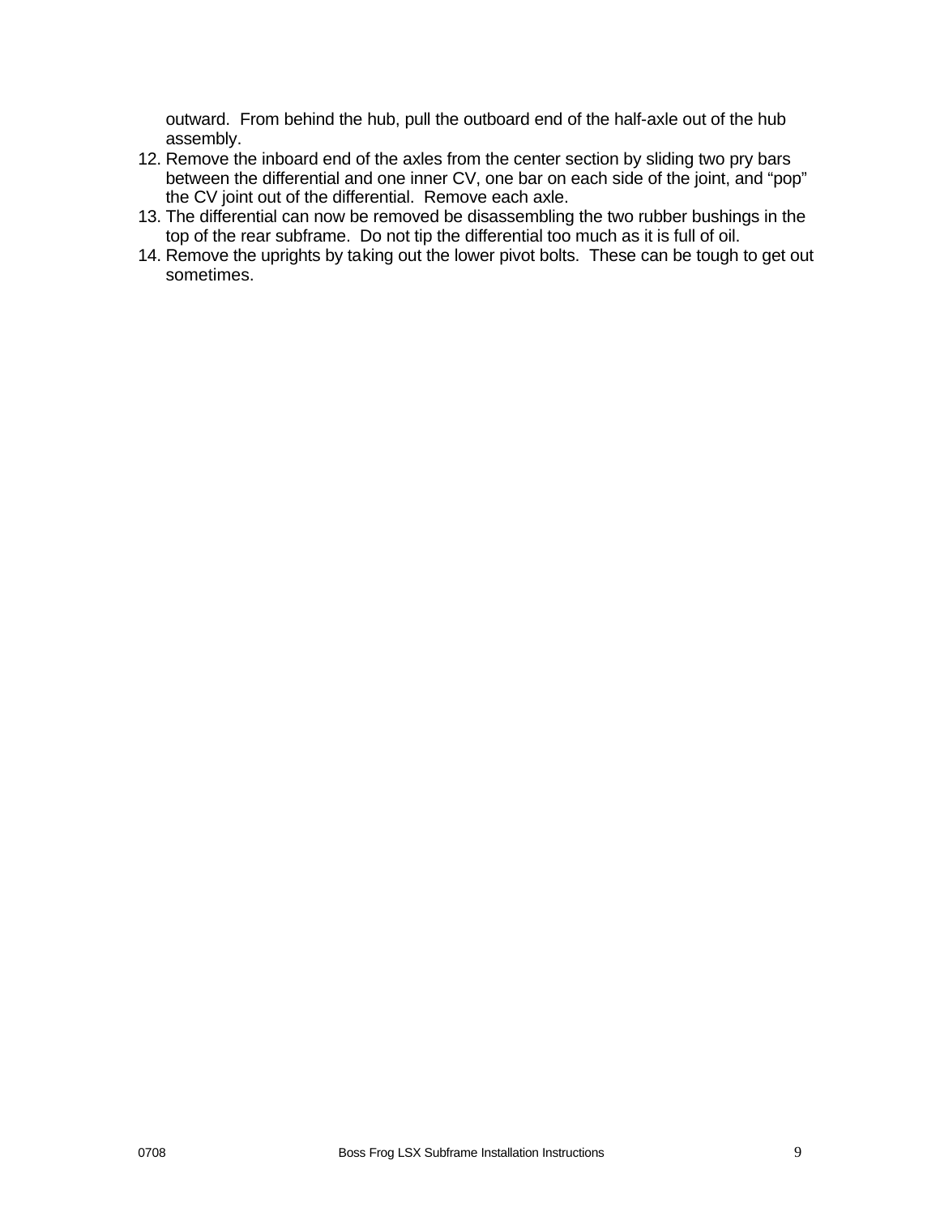outward. From behind the hub, pull the outboard end of the half-axle out of the hub assembly.

12. Remove the inboard end of the axles from the center section by sliding two pry bars between the differential and one inner CV, one bar on each side of the joint, and "pop" the CV joint out of the differential. Remove each axle.
13. The differential can now be removed be disassembling the two rubber bushings in the top of the rear subframe. Do not tip the differential too much as it is full of oil.
14. Remove the uprights by taking out the lower pivot bolts. These can be tough to get out sometimes.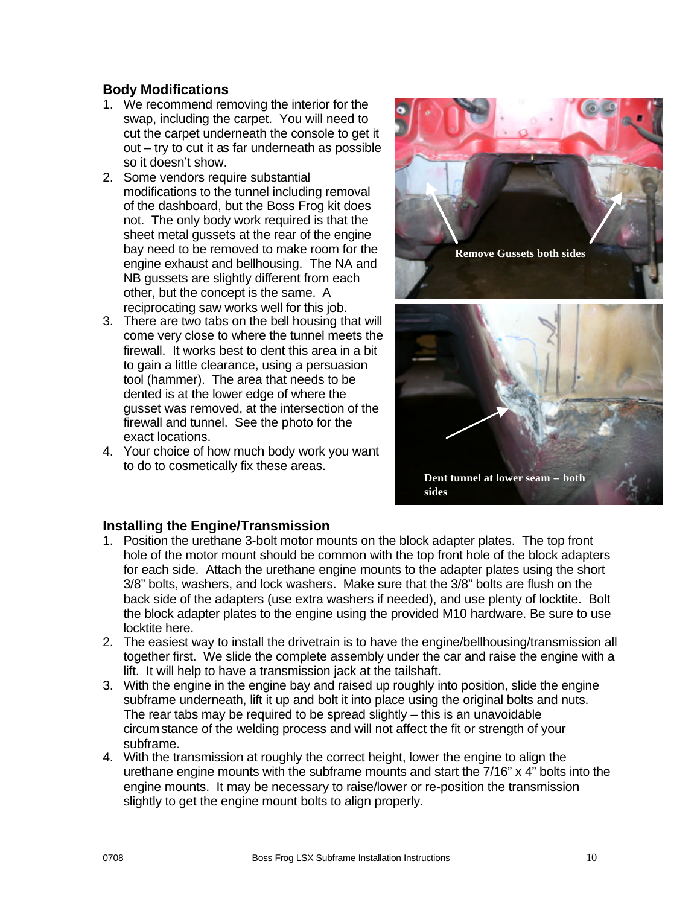## Body Modifications

1. We recommend removing the interior for the swap, including the carpet. You will need to cut the carpet underneath the console to get it out – try to cut it as far underneath as possible so it doesn't show.
2. Some vendors require substantial modifications to the tunnel including removal of the dashboard, but the Boss Frog kit does not. The only body work required is that the sheet metal gussets at the rear of the engine bay need to be removed to make room for the engine exhaust and bellhousing. The NA and NB gussets are slightly different from each other, but the concept is the same. A reciprocating saw works well for this job.
3. There are two tabs on the bell housing that will come very close to where the tunnel meets the firewall. It works best to dent this area in a bit to gain a little clearance, using a persuasion tool (hammer). The area that needs to be dented is at the lower edge of where the gusset was removed, at the intersection of the firewall and tunnel. See the photo for the exact locations.
4. Your choice of how much body work you want to do to cosmetically fix these areas.

Remove Gussets both sides

Dent tunnel at lower seam – both sides

## Installing the Engine/Transmission

1. Position the urethane 3-bolt motor mounts on the block adapter plates. The top front hole of the motor mount should be common with the top front hole of the block adapters for each side. Attach the urethane engine mounts to the adapter plates using the short 3/8" bolts, washers, and lock washers. Make sure that the 3/8" bolts are flush on the back side of the adapters (use extra washers if needed), and use plenty of locktite. Bolt the block adapter plates to the engine using the provided M10 hardware. Be sure to use locktite here.
2. The easiest way to install the drivetrain is to have the engine/bellhousing/transmission all together first. We slide the complete assembly under the car and raise the engine with a lift. It will help to have a transmission jack at the tailshaft.
3. With the engine in the engine bay and raised up roughly into position, slide the engine subframe underneath, lift it up and bolt it into place using the original bolts and nuts. The rear tabs may be required to be spread slightly – this is an unavoidable circumstance of the welding process and will not affect the fit or strength of your subframe.
4. With the transmission at roughly the correct height, lower the engine to align the urethane engine mounts with the subframe mounts and start the 7/16" x 4" bolts into the engine mounts. It may be necessary to raise/lower or re-position the transmission slightly to get the engine mount bolts to align properly.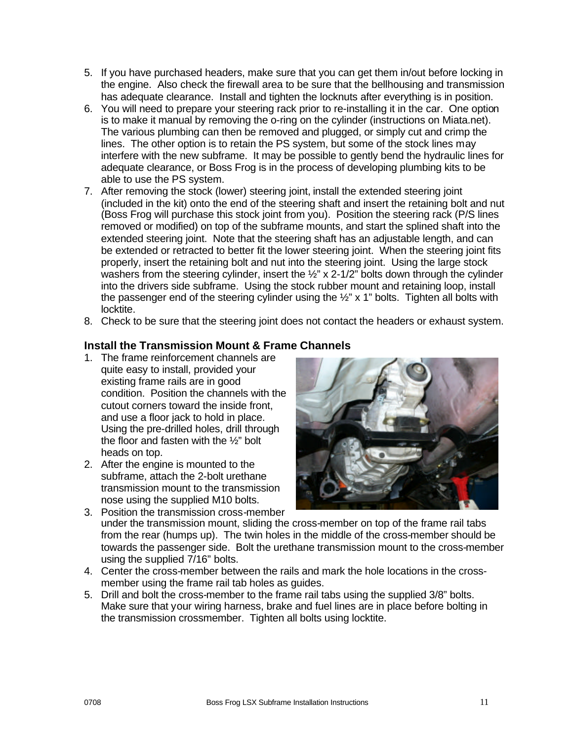5. If you have purchased headers, make sure that you can get them in/out before locking in the engine. Also check the firewall area to be sure that the bellhousing and transmission has adequate clearance. Install and tighten the locknuts after everything is in position.
6. You will need to prepare your steering rack prior to re-installing it in the car. One option is to make it manual by removing the o-ring on the cylinder (instructions on Miata.net). The various plumbing can then be removed and plugged, or simply cut and crimp the lines. The other option is to retain the PS system, but some of the stock lines may interfere with the new subframe. It may be possible to gently bend the hydraulic lines for adequate clearance, or Boss Frog is in the process of developing plumbing kits to be able to use the PS system.
7. After removing the stock (lower) steering joint, install the extended steering joint (included in the kit) onto the end of the steering shaft and insert the retaining bolt and nut (Boss Frog will purchase this stock joint from you). Position the steering rack (P/S lines removed or modified) on top of the subframe mounts, and start the splined shaft into the extended steering joint. Note that the steering shaft has an adjustable length, and can be extended or retracted to better fit the lower steering joint. When the steering joint fits properly, insert the retaining bolt and nut into the steering joint. Using the large stock washers from the steering cylinder, insert the ½" x 2-1/2" bolts down through the cylinder into the drivers side subframe. Using the stock rubber mount and retaining loop, install the passenger end of the steering cylinder using the ½" x 1" bolts. Tighten all bolts with locktite.
8. Check to be sure that the steering joint does not contact the headers or exhaust system.

### Install the Transmission Mount & Frame Channels

1. The frame reinforcement channels are quite easy to install, provided your existing frame rails are in good condition. Position the channels with the cutout corners toward the inside front, and use a floor jack to hold in place. Using the pre-drilled holes, drill through the floor and fasten with the ½" bolt heads on top.
2. After the engine is mounted to the subframe, attach the 2-bolt urethane transmission mount to the transmission nose using the supplied M10 bolts.
3. Position the transmission cross-member under the transmission mount, sliding the cross-member on top of the frame rail tabs from the rear (humps up). The twin holes in the middle of the cross-member should be towards the passenger side. Bolt the urethane transmission mount to the cross-member using the supplied 7/16" bolts.
4. Center the cross-member between the rails and mark the hole locations in the cross-member using the frame rail tab holes as guides.
5. Drill and bolt the cross-member to the frame rail tabs using the supplied 3/8" bolts. Make sure that your wiring harness, brake and fuel lines are in place before bolting in the transmission crossmember. Tighten all bolts using locktite.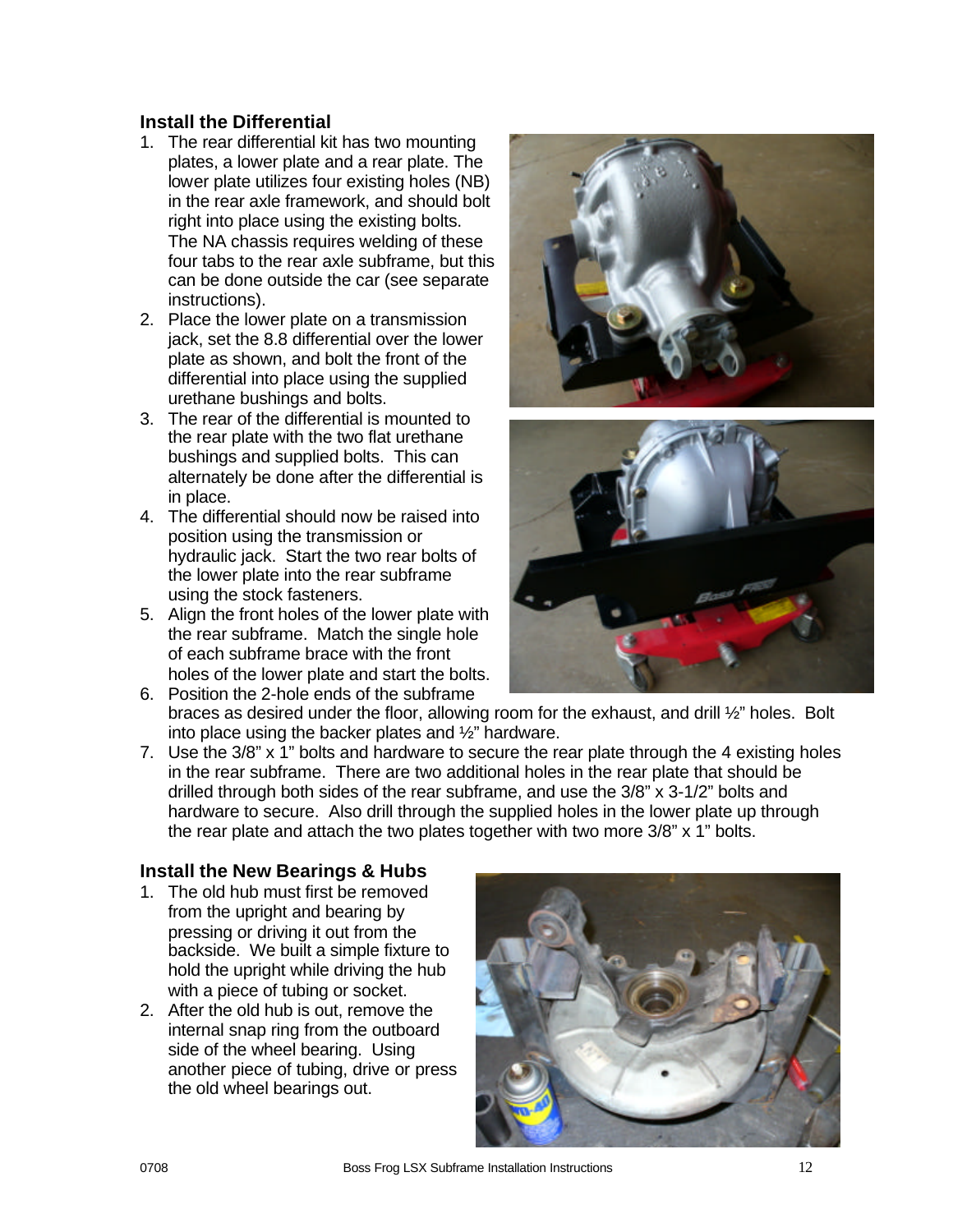## Install the Differential

1. The rear differential kit has two mounting plates, a lower plate and a rear plate. The lower plate utilizes four existing holes (NB) in the rear axle framework, and should bolt right into place using the existing bolts. The NA chassis requires welding of these four tabs to the rear axle subframe, but this can be done outside the car (see separate instructions).
2. Place the lower plate on a transmission jack, set the 8.8 differential over the lower plate as shown, and bolt the front of the differential into place using the supplied urethane bushings and bolts.
3. The rear of the differential is mounted to the rear plate with the two flat urethane bushings and supplied bolts. This can alternately be done after the differential is in place.
4. The differential should now be raised into position using the transmission or hydraulic jack. Start the two rear bolts of the lower plate into the rear subframe using the stock fasteners.
5. Align the front holes of the lower plate with the rear subframe. Match the single hole of each subframe brace with the front holes of the lower plate and start the bolts.
6. Position the 2-hole ends of the subframe braces as desired under the floor, allowing room for the exhaust, and drill ½" holes. Bolt into place using the backer plates and ½" hardware.
7. Use the 3/8" x 1" bolts and hardware to secure the rear plate through the 4 existing holes in the rear subframe. There are two additional holes in the rear plate that should be drilled through both sides of the rear subframe, and use the 3/8" x 3-1/2" bolts and hardware to secure. Also drill through the supplied holes in the lower plate up through the rear plate and attach the two plates together with two more 3/8" x 1" bolts.

## Install the New Bearings & Hubs

1. The old hub must first be removed from the upright and bearing by pressing or driving it out from the backside. We built a simple fixture to hold the upright while driving the hub with a piece of tubing or socket.
2. After the old hub is out, remove the internal snap ring from the outboard side of the wheel bearing. Using another piece of tubing, drive or press the old wheel bearings out.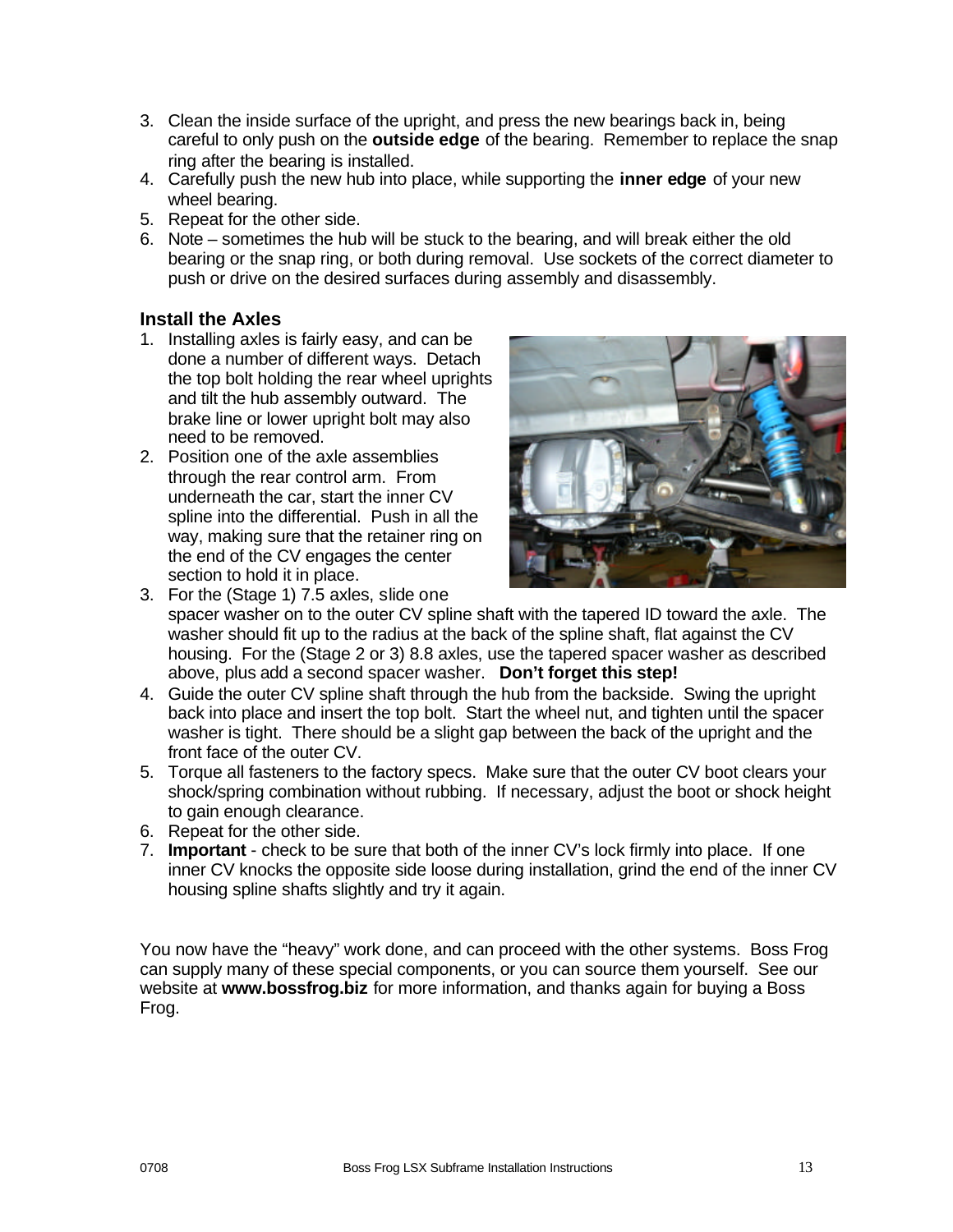3. Clean the inside surface of the upright, and press the new bearings back in, being careful to only push on the **outside edge** of the bearing. Remember to replace the snap ring after the bearing is installed.
4. Carefully push the new hub into place, while supporting the **inner edge** of your new wheel bearing.
5. Repeat for the other side.
6. Note – sometimes the hub will be stuck to the bearing, and will break either the old bearing or the snap ring, or both during removal. Use sockets of the correct diameter to push or drive on the desired surfaces during assembly and disassembly.

### Install the Axles

1. Installing axles is fairly easy, and can be done a number of different ways. Detach the top bolt holding the rear wheel uprights and tilt the hub assembly outward. The brake line or lower upright bolt may also need to be removed.
2. Position one of the axle assemblies through the rear control arm. From underneath the car, start the inner CV spline into the differential. Push in all the way, making sure that the retainer ring on the end of the CV engages the center section to hold it in place.
3. For the (Stage 1) 7.5 axles, slide one spacer washer on to the outer CV spline shaft with the tapered ID toward the axle. The washer should fit up to the radius at the back of the spline shaft, flat against the CV housing. For the (Stage 2 or 3) 8.8 axles, use the tapered spacer washer as described above, plus add a second spacer washer. **Don't forget this step!**
4. Guide the outer CV spline shaft through the hub from the backside. Swing the upright back into place and insert the top bolt. Start the wheel nut, and tighten until the spacer washer is tight. There should be a slight gap between the back of the upright and the front face of the outer CV.
5. Torque all fasteners to the factory specs. Make sure that the outer CV boot clears your shock/spring combination without rubbing. If necessary, adjust the boot or shock height to gain enough clearance.
6. Repeat for the other side.
7. **Important** - check to be sure that both of the inner CV's lock firmly into place. If one inner CV knocks the opposite side loose during installation, grind the end of the inner CV housing spline shafts slightly and try it again.

You now have the "heavy" work done, and can proceed with the other systems. Boss Frog can supply many of these special components, or you can source them yourself. See our website at **www.bossfrog.biz** for more information, and thanks again for buying a Boss Frog.